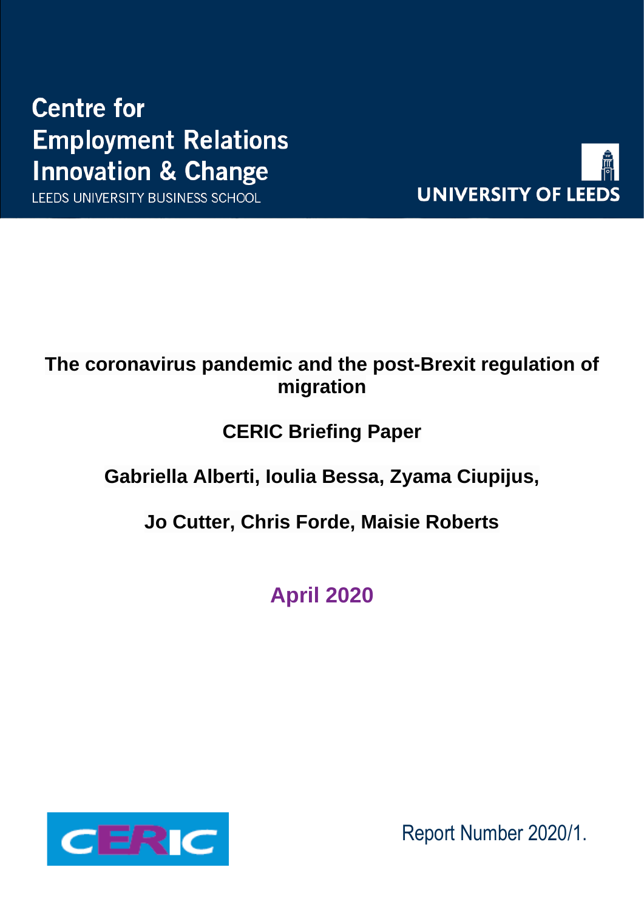Centre for
Employment Relations
Innovation & Change
LEEDS UNIVERSITY BUSINESS SCHOOL

UNIVERSITY OF LEEDS

# The coronavirus pandemic and the post-Brexit regulation of migration

## CERIC Briefing Paper

**Gabriella Alberti, Ioulia Bessa, Zyama Ciupijus,**

**Jo Cutter, Chris Forde, Maisie Roberts**

**April 2020**

CERIC

Report Number 2020/1.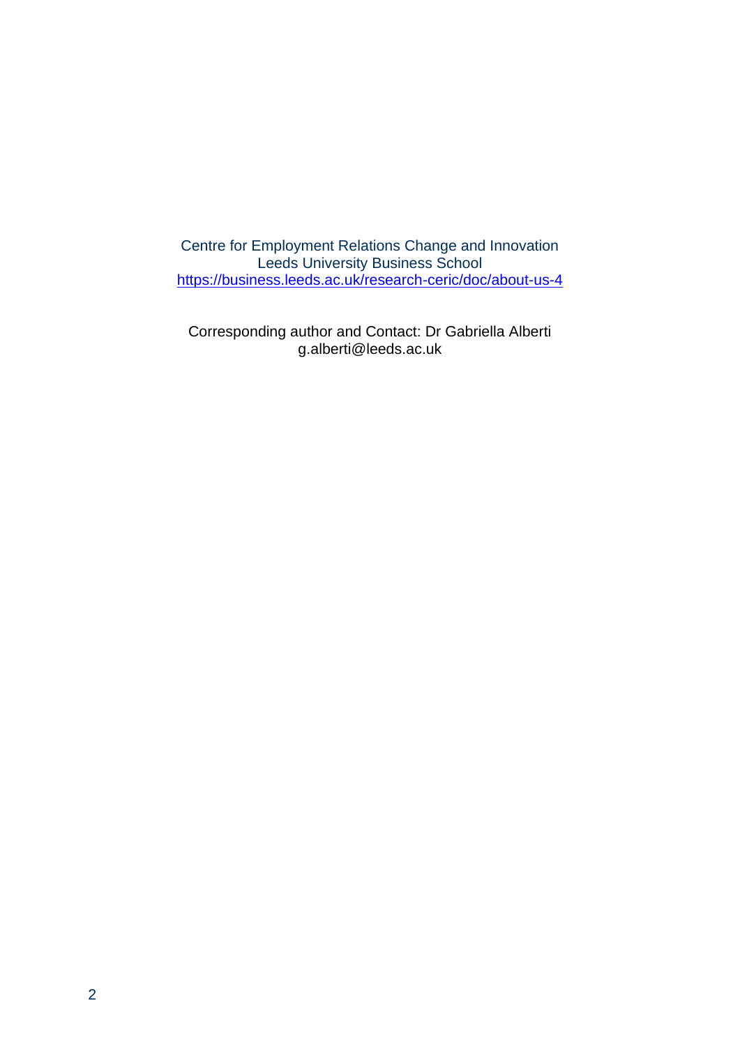Centre for Employment Relations Change and Innovation
Leeds University Business School
[https://business.leeds.ac.uk/research-ceric/doc/about-us-4](https://business.leeds.ac.uk/research-ceric/doc/about-us-4)

Corresponding author and Contact: Dr Gabriella Alberti
g.alberti@leeds.ac.uk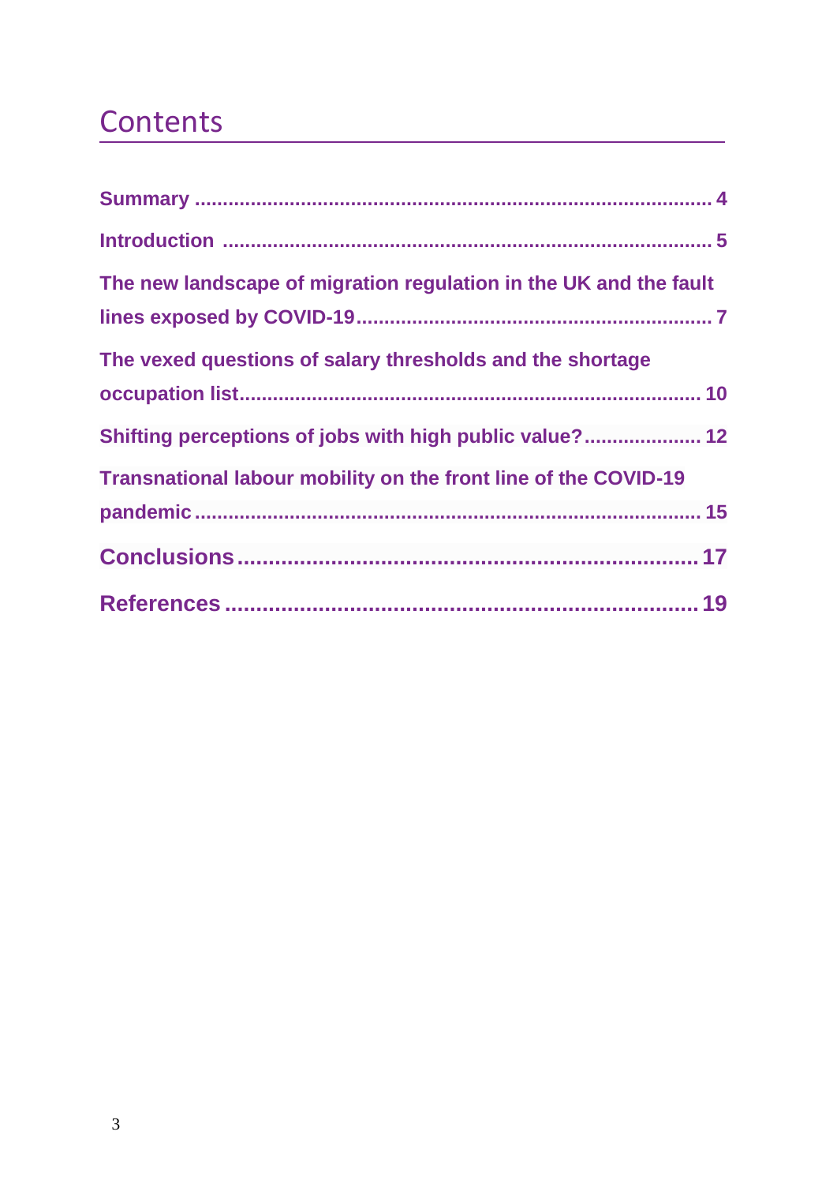# Contents

**Summary** ..................................................................................... 4

**Introduction** ................................................................................ 5

**The new landscape of migration regulation in the UK and the fault lines exposed by COVID-19** ............................................................. 7

**The vexed questions of salary thresholds and the shortage occupation list** ............................................................................. 10

**Shifting perceptions of jobs with high public value?** .................... 12

**Transnational labour mobility on the front line of the COVID-19 pandemic** ..................................................................................... 15

**Conclusions** ................................................................................ 17

**References** ................................................................................. 19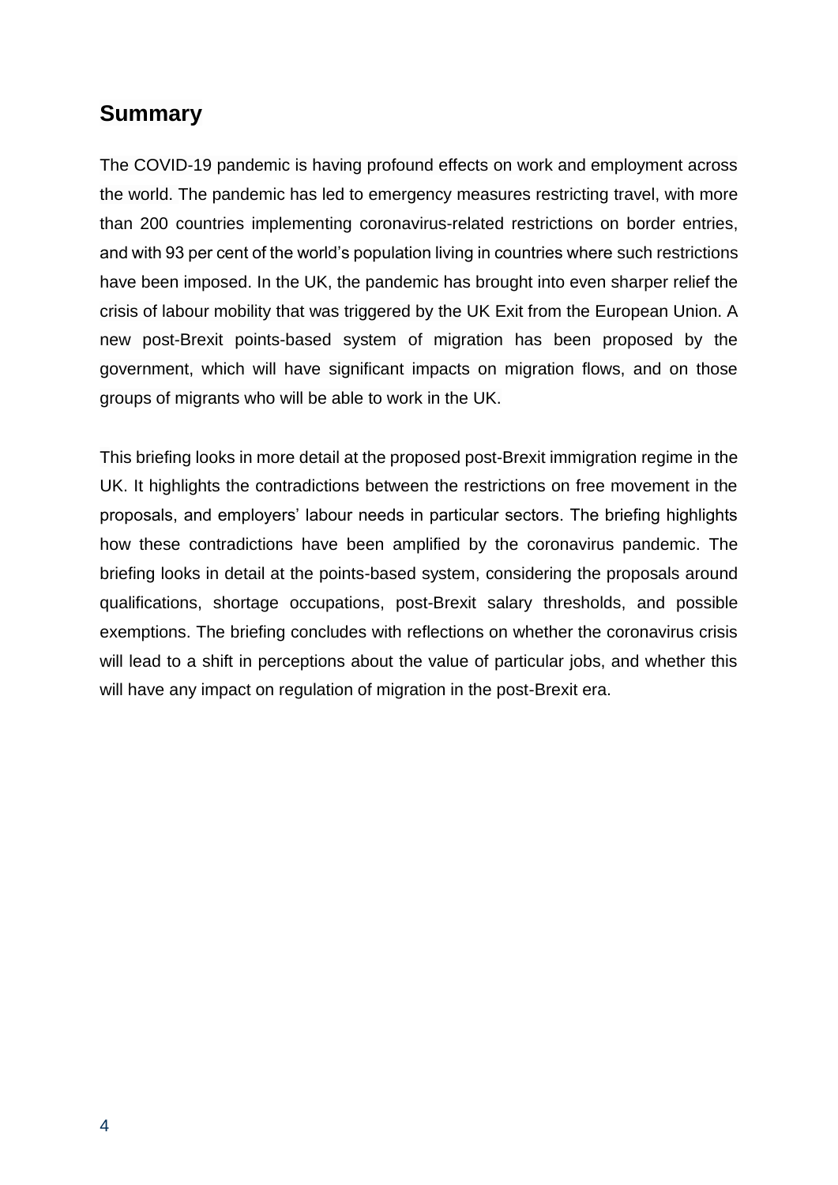## Summary

The COVID-19 pandemic is having profound effects on work and employment across the world. The pandemic has led to emergency measures restricting travel, with more than 200 countries implementing coronavirus-related restrictions on border entries, and with 93 per cent of the world's population living in countries where such restrictions have been imposed. In the UK, the pandemic has brought into even sharper relief the crisis of labour mobility that was triggered by the UK Exit from the European Union. A new post-Brexit points-based system of migration has been proposed by the government, which will have significant impacts on migration flows, and on those groups of migrants who will be able to work in the UK.

This briefing looks in more detail at the proposed post-Brexit immigration regime in the UK. It highlights the contradictions between the restrictions on free movement in the proposals, and employers' labour needs in particular sectors. The briefing highlights how these contradictions have been amplified by the coronavirus pandemic. The briefing looks in detail at the points-based system, considering the proposals around qualifications, shortage occupations, post-Brexit salary thresholds, and possible exemptions. The briefing concludes with reflections on whether the coronavirus crisis will lead to a shift in perceptions about the value of particular jobs, and whether this will have any impact on regulation of migration in the post-Brexit era.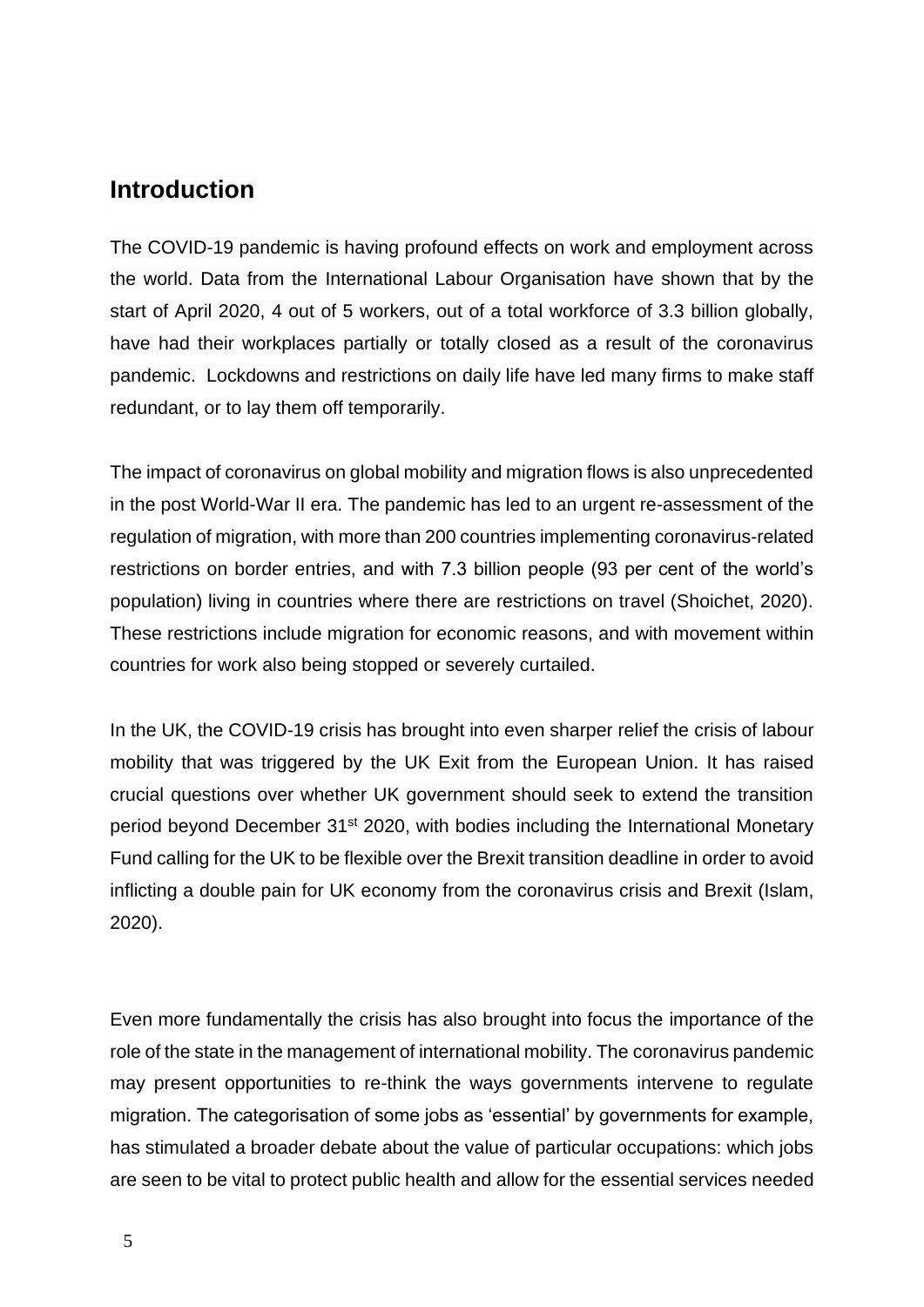## Introduction

The COVID-19 pandemic is having profound effects on work and employment across the world. Data from the International Labour Organisation have shown that by the start of April 2020, 4 out of 5 workers, out of a total workforce of 3.3 billion globally, have had their workplaces partially or totally closed as a result of the coronavirus pandemic. Lockdowns and restrictions on daily life have led many firms to make staff redundant, or to lay them off temporarily.

The impact of coronavirus on global mobility and migration flows is also unprecedented in the post World-War II era. The pandemic has led to an urgent re-assessment of the regulation of migration, with more than 200 countries implementing coronavirus-related restrictions on border entries, and with 7.3 billion people (93 per cent of the world's population) living in countries where there are restrictions on travel (Shoichet, 2020). These restrictions include migration for economic reasons, and with movement within countries for work also being stopped or severely curtailed.

In the UK, the COVID-19 crisis has brought into even sharper relief the crisis of labour mobility that was triggered by the UK Exit from the European Union. It has raised crucial questions over whether UK government should seek to extend the transition period beyond December 31st 2020, with bodies including the International Monetary Fund calling for the UK to be flexible over the Brexit transition deadline in order to avoid inflicting a double pain for UK economy from the coronavirus crisis and Brexit (Islam, 2020).

Even more fundamentally the crisis has also brought into focus the importance of the role of the state in the management of international mobility. The coronavirus pandemic may present opportunities to re-think the ways governments intervene to regulate migration. The categorisation of some jobs as 'essential' by governments for example, has stimulated a broader debate about the value of particular occupations: which jobs are seen to be vital to protect public health and allow for the essential services needed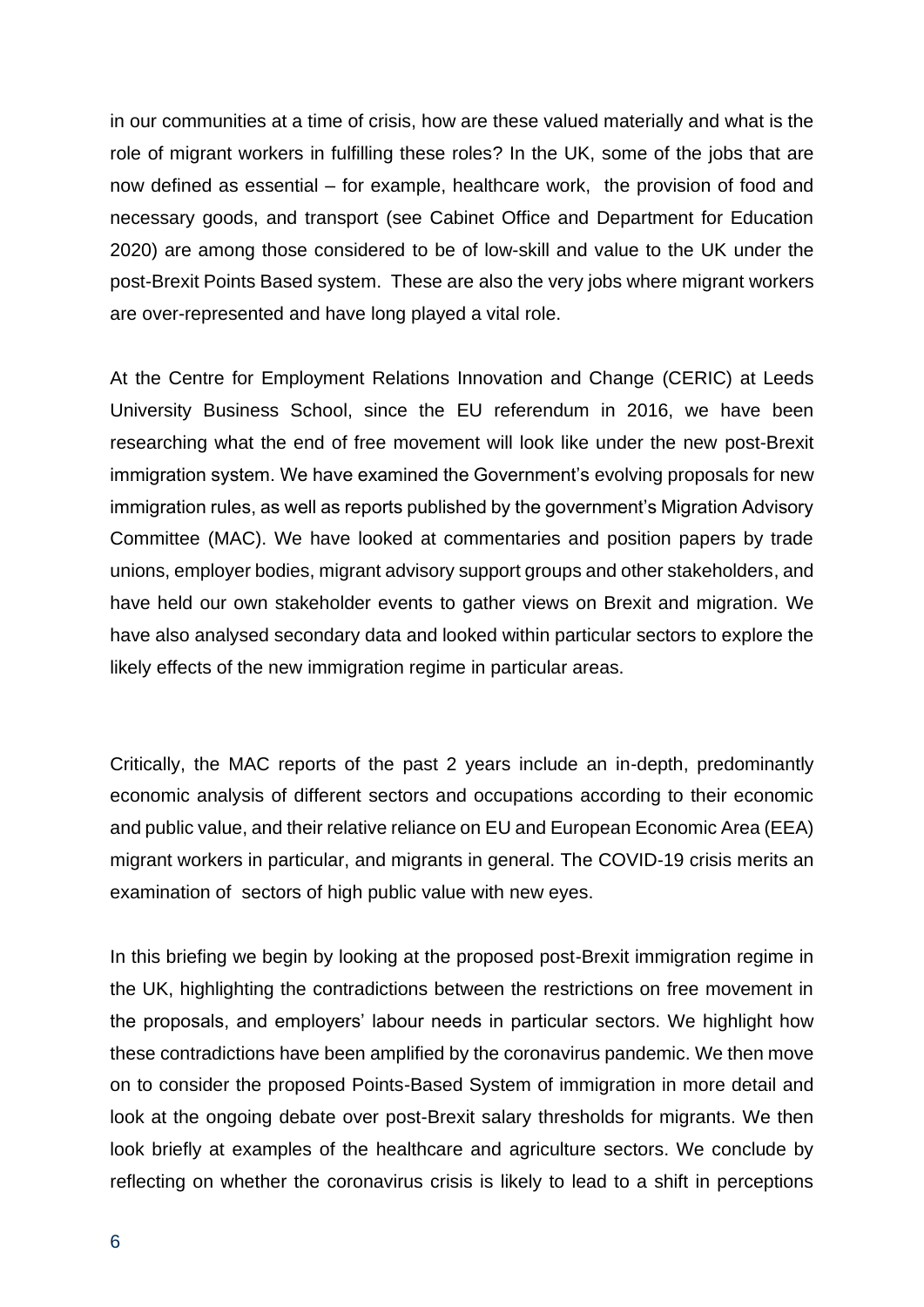in our communities at a time of crisis, how are these valued materially and what is the role of migrant workers in fulfilling these roles? In the UK, some of the jobs that are now defined as essential – for example, healthcare work, the provision of food and necessary goods, and transport (see Cabinet Office and Department for Education 2020) are among those considered to be of low-skill and value to the UK under the post-Brexit Points Based system. These are also the very jobs where migrant workers are over-represented and have long played a vital role.

At the Centre for Employment Relations Innovation and Change (CERIC) at Leeds University Business School, since the EU referendum in 2016, we have been researching what the end of free movement will look like under the new post-Brexit immigration system. We have examined the Government's evolving proposals for new immigration rules, as well as reports published by the government's Migration Advisory Committee (MAC). We have looked at commentaries and position papers by trade unions, employer bodies, migrant advisory support groups and other stakeholders, and have held our own stakeholder events to gather views on Brexit and migration. We have also analysed secondary data and looked within particular sectors to explore the likely effects of the new immigration regime in particular areas.

Critically, the MAC reports of the past 2 years include an in-depth, predominantly economic analysis of different sectors and occupations according to their economic and public value, and their relative reliance on EU and European Economic Area (EEA) migrant workers in particular, and migrants in general. The COVID-19 crisis merits an examination of sectors of high public value with new eyes.

In this briefing we begin by looking at the proposed post-Brexit immigration regime in the UK, highlighting the contradictions between the restrictions on free movement in the proposals, and employers' labour needs in particular sectors. We highlight how these contradictions have been amplified by the coronavirus pandemic. We then move on to consider the proposed Points-Based System of immigration in more detail and look at the ongoing debate over post-Brexit salary thresholds for migrants. We then look briefly at examples of the healthcare and agriculture sectors. We conclude by reflecting on whether the coronavirus crisis is likely to lead to a shift in perceptions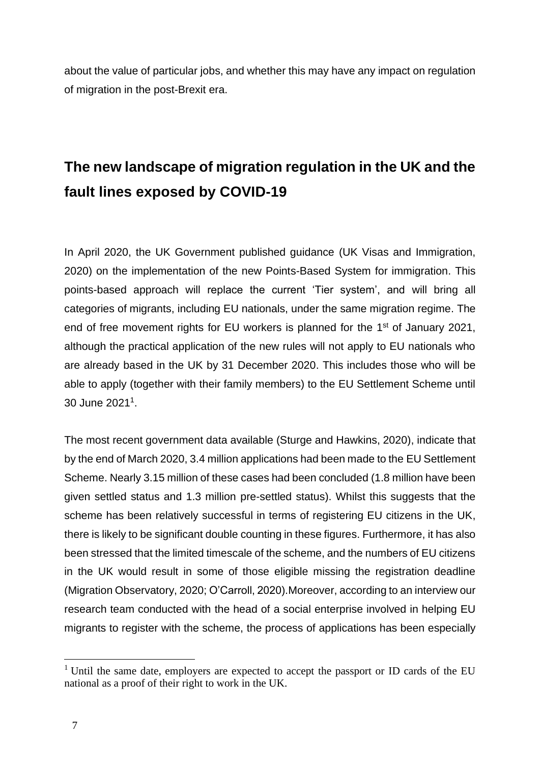about the value of particular jobs, and whether this may have any impact on regulation of migration in the post-Brexit era.

## The new landscape of migration regulation in the UK and the fault lines exposed by COVID-19

In April 2020, the UK Government published guidance (UK Visas and Immigration, 2020) on the implementation of the new Points-Based System for immigration. This points-based approach will replace the current 'Tier system', and will bring all categories of migrants, including EU nationals, under the same migration regime. The end of free movement rights for EU workers is planned for the 1st of January 2021, although the practical application of the new rules will not apply to EU nationals who are already based in the UK by 31 December 2020. This includes those who will be able to apply (together with their family members) to the EU Settlement Scheme until 30 June 2021[1].

The most recent government data available (Sturge and Hawkins, 2020), indicate that by the end of March 2020, 3.4 million applications had been made to the EU Settlement Scheme. Nearly 3.15 million of these cases had been concluded (1.8 million have been given settled status and 1.3 million pre-settled status). Whilst this suggests that the scheme has been relatively successful in terms of registering EU citizens in the UK, there is likely to be significant double counting in these figures. Furthermore, it has also been stressed that the limited timescale of the scheme, and the numbers of EU citizens in the UK would result in some of those eligible missing the registration deadline (Migration Observatory, 2020; O'Carroll, 2020).Moreover, according to an interview our research team conducted with the head of a social enterprise involved in helping EU migrants to register with the scheme, the process of applications has been especially

[1] Until the same date, employers are expected to accept the passport or ID cards of the EU national as a proof of their right to work in the UK.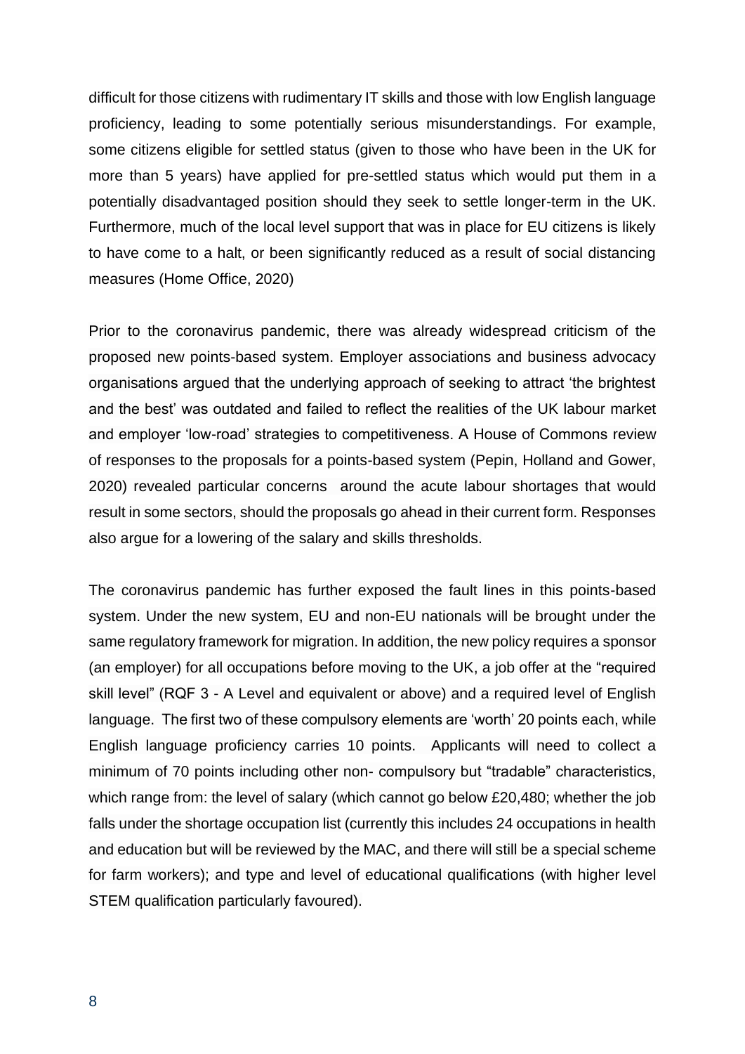difficult for those citizens with rudimentary IT skills and those with low English language proficiency, leading to some potentially serious misunderstandings. For example, some citizens eligible for settled status (given to those who have been in the UK for more than 5 years) have applied for pre-settled status which would put them in a potentially disadvantaged position should they seek to settle longer-term in the UK. Furthermore, much of the local level support that was in place for EU citizens is likely to have come to a halt, or been significantly reduced as a result of social distancing measures (Home Office, 2020)

Prior to the coronavirus pandemic, there was already widespread criticism of the proposed new points-based system. Employer associations and business advocacy organisations argued that the underlying approach of seeking to attract 'the brightest and the best' was outdated and failed to reflect the realities of the UK labour market and employer 'low-road' strategies to competitiveness. A House of Commons review of responses to the proposals for a points-based system (Pepin, Holland and Gower, 2020) revealed particular concerns around the acute labour shortages that would result in some sectors, should the proposals go ahead in their current form. Responses also argue for a lowering of the salary and skills thresholds.

The coronavirus pandemic has further exposed the fault lines in this points-based system. Under the new system, EU and non-EU nationals will be brought under the same regulatory framework for migration. In addition, the new policy requires a sponsor (an employer) for all occupations before moving to the UK, a job offer at the "required skill level" (RQF 3 - A Level and equivalent or above) and a required level of English language. The first two of these compulsory elements are 'worth' 20 points each, while English language proficiency carries 10 points. Applicants will need to collect a minimum of 70 points including other non- compulsory but "tradable" characteristics, which range from: the level of salary (which cannot go below £20,480; whether the job falls under the shortage occupation list (currently this includes 24 occupations in health and education but will be reviewed by the MAC, and there will still be a special scheme for farm workers); and type and level of educational qualifications (with higher level STEM qualification particularly favoured).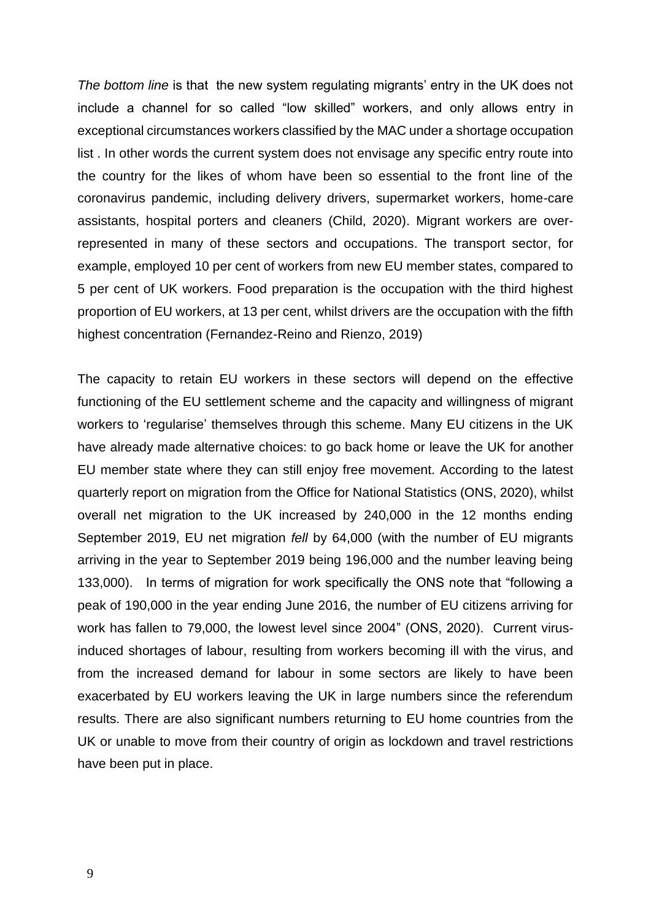*The bottom line* is that the new system regulating migrants' entry in the UK does not include a channel for so called "low skilled" workers, and only allows entry in exceptional circumstances workers classified by the MAC under a shortage occupation list . In other words the current system does not envisage any specific entry route into the country for the likes of whom have been so essential to the front line of the coronavirus pandemic, including delivery drivers, supermarket workers, home-care assistants, hospital porters and cleaners (Child, 2020). Migrant workers are over-represented in many of these sectors and occupations. The transport sector, for example, employed 10 per cent of workers from new EU member states, compared to 5 per cent of UK workers. Food preparation is the occupation with the third highest proportion of EU workers, at 13 per cent, whilst drivers are the occupation with the fifth highest concentration (Fernandez-Reino and Rienzo, 2019)

The capacity to retain EU workers in these sectors will depend on the effective functioning of the EU settlement scheme and the capacity and willingness of migrant workers to 'regularise' themselves through this scheme. Many EU citizens in the UK have already made alternative choices: to go back home or leave the UK for another EU member state where they can still enjoy free movement. According to the latest quarterly report on migration from the Office for National Statistics (ONS, 2020), whilst overall net migration to the UK increased by 240,000 in the 12 months ending September 2019, EU net migration *fell* by 64,000 (with the number of EU migrants arriving in the year to September 2019 being 196,000 and the number leaving being 133,000). In terms of migration for work specifically the ONS note that "following a peak of 190,000 in the year ending June 2016, the number of EU citizens arriving for work has fallen to 79,000, the lowest level since 2004" (ONS, 2020). Current virus-induced shortages of labour, resulting from workers becoming ill with the virus, and from the increased demand for labour in some sectors are likely to have been exacerbated by EU workers leaving the UK in large numbers since the referendum results. There are also significant numbers returning to EU home countries from the UK or unable to move from their country of origin as lockdown and travel restrictions have been put in place.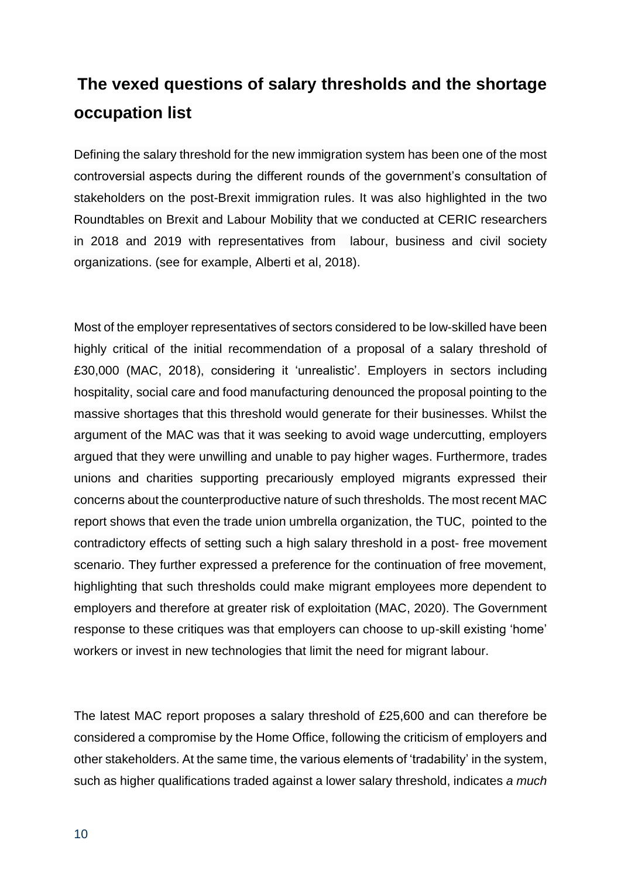## The vexed questions of salary thresholds and the shortage occupation list

Defining the salary threshold for the new immigration system has been one of the most controversial aspects during the different rounds of the government's consultation of stakeholders on the post-Brexit immigration rules. It was also highlighted in the two Roundtables on Brexit and Labour Mobility that we conducted at CERIC researchers in 2018 and 2019 with representatives from labour, business and civil society organizations. (see for example, Alberti et al, 2018).

Most of the employer representatives of sectors considered to be low-skilled have been highly critical of the initial recommendation of a proposal of a salary threshold of £30,000 (MAC, 2018), considering it 'unrealistic'. Employers in sectors including hospitality, social care and food manufacturing denounced the proposal pointing to the massive shortages that this threshold would generate for their businesses. Whilst the argument of the MAC was that it was seeking to avoid wage undercutting, employers argued that they were unwilling and unable to pay higher wages. Furthermore, trades unions and charities supporting precariously employed migrants expressed their concerns about the counterproductive nature of such thresholds. The most recent MAC report shows that even the trade union umbrella organization, the TUC, pointed to the contradictory effects of setting such a high salary threshold in a post- free movement scenario. They further expressed a preference for the continuation of free movement, highlighting that such thresholds could make migrant employees more dependent to employers and therefore at greater risk of exploitation (MAC, 2020). The Government response to these critiques was that employers can choose to up-skill existing 'home' workers or invest in new technologies that limit the need for migrant labour.

The latest MAC report proposes a salary threshold of £25,600 and can therefore be considered a compromise by the Home Office, following the criticism of employers and other stakeholders. At the same time, the various elements of 'tradability' in the system, such as higher qualifications traded against a lower salary threshold, indicates *a much*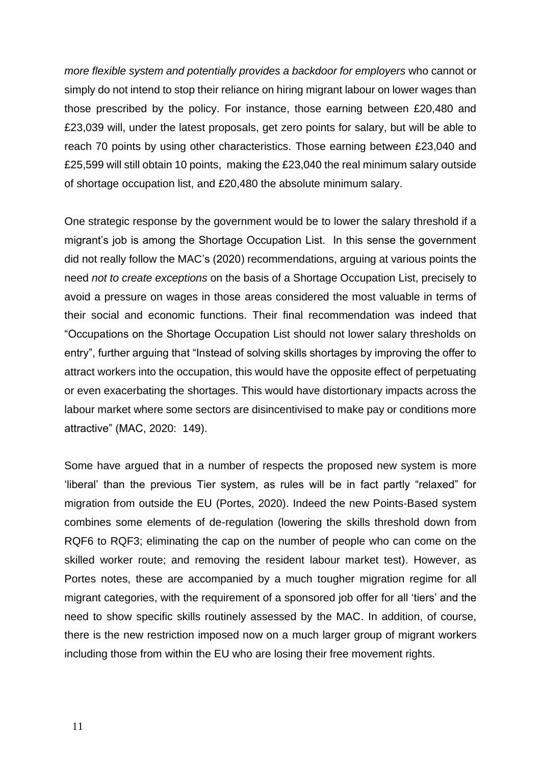*more flexible system and potentially provides a backdoor for employers* who cannot or simply do not intend to stop their reliance on hiring migrant labour on lower wages than those prescribed by the policy. For instance, those earning between £20,480 and £23,039 will, under the latest proposals, get zero points for salary, but will be able to reach 70 points by using other characteristics. Those earning between £23,040 and £25,599 will still obtain 10 points, making the £23,040 the real minimum salary outside of shortage occupation list, and £20,480 the absolute minimum salary.

One strategic response by the government would be to lower the salary threshold if a migrant's job is among the Shortage Occupation List. In this sense the government did not really follow the MAC's (2020) recommendations, arguing at various points the need *not to create exceptions* on the basis of a Shortage Occupation List, precisely to avoid a pressure on wages in those areas considered the most valuable in terms of their social and economic functions. Their final recommendation was indeed that "Occupations on the Shortage Occupation List should not lower salary thresholds on entry", further arguing that "Instead of solving skills shortages by improving the offer to attract workers into the occupation, this would have the opposite effect of perpetuating or even exacerbating the shortages. This would have distortionary impacts across the labour market where some sectors are disincentivised to make pay or conditions more attractive" (MAC, 2020: 149).

Some have argued that in a number of respects the proposed new system is more 'liberal' than the previous Tier system, as rules will be in fact partly "relaxed" for migration from outside the EU (Portes, 2020). Indeed the new Points-Based system combines some elements of de-regulation (lowering the skills threshold down from RQF6 to RQF3; eliminating the cap on the number of people who can come on the skilled worker route; and removing the resident labour market test). However, as Portes notes, these are accompanied by a much tougher migration regime for all migrant categories, with the requirement of a sponsored job offer for all 'tiers' and the need to show specific skills routinely assessed by the MAC. In addition, of course, there is the new restriction imposed now on a much larger group of migrant workers including those from within the EU who are losing their free movement rights.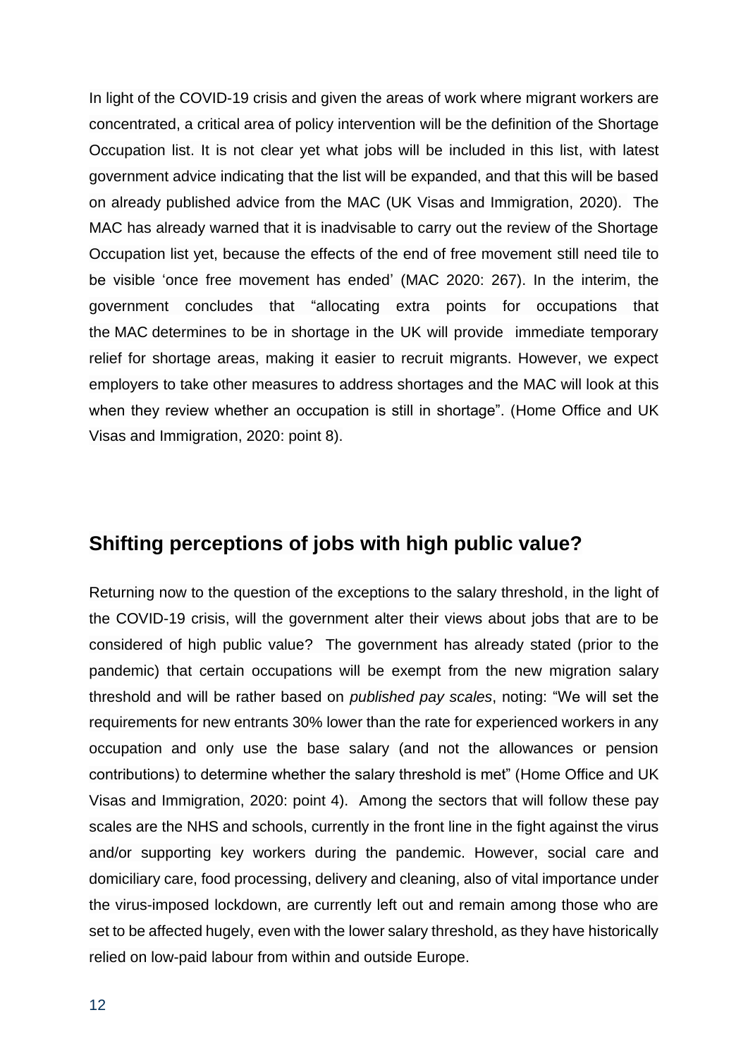In light of the COVID-19 crisis and given the areas of work where migrant workers are concentrated, a critical area of policy intervention will be the definition of the Shortage Occupation list. It is not clear yet what jobs will be included in this list, with latest government advice indicating that the list will be expanded, and that this will be based on already published advice from the MAC (UK Visas and Immigration, 2020). The MAC has already warned that it is inadvisable to carry out the review of the Shortage Occupation list yet, because the effects of the end of free movement still need tile to be visible 'once free movement has ended' (MAC 2020: 267). In the interim, the government concludes that "allocating extra points for occupations that the MAC determines to be in shortage in the UK will provide immediate temporary relief for shortage areas, making it easier to recruit migrants. However, we expect employers to take other measures to address shortages and the MAC will look at this when they review whether an occupation is still in shortage". (Home Office and UK Visas and Immigration, 2020: point 8).

## Shifting perceptions of jobs with high public value?

Returning now to the question of the exceptions to the salary threshold, in the light of the COVID-19 crisis, will the government alter their views about jobs that are to be considered of high public value? The government has already stated (prior to the pandemic) that certain occupations will be exempt from the new migration salary threshold and will be rather based on *published pay scales*, noting: "We will set the requirements for new entrants 30% lower than the rate for experienced workers in any occupation and only use the base salary (and not the allowances or pension contributions) to determine whether the salary threshold is met" (Home Office and UK Visas and Immigration, 2020: point 4). Among the sectors that will follow these pay scales are the NHS and schools, currently in the front line in the fight against the virus and/or supporting key workers during the pandemic. However, social care and domiciliary care, food processing, delivery and cleaning, also of vital importance under the virus-imposed lockdown, are currently left out and remain among those who are set to be affected hugely, even with the lower salary threshold, as they have historically relied on low-paid labour from within and outside Europe.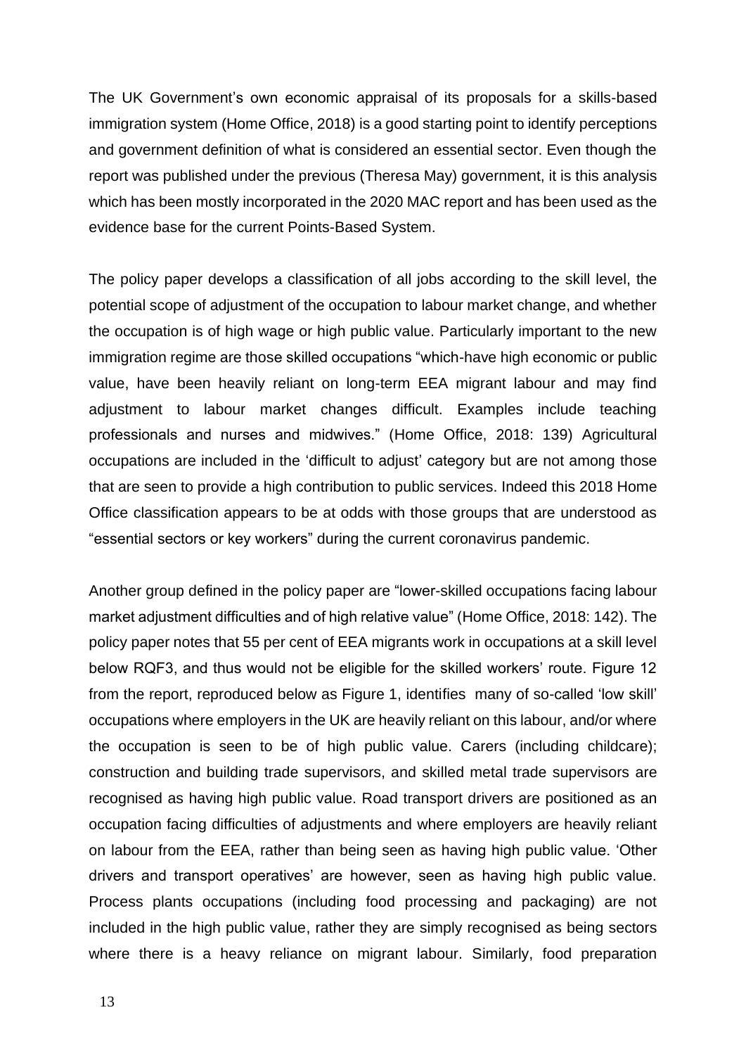The UK Government's own economic appraisal of its proposals for a skills-based immigration system (Home Office, 2018) is a good starting point to identify perceptions and government definition of what is considered an essential sector. Even though the report was published under the previous (Theresa May) government, it is this analysis which has been mostly incorporated in the 2020 MAC report and has been used as the evidence base for the current Points-Based System.

The policy paper develops a classification of all jobs according to the skill level, the potential scope of adjustment of the occupation to labour market change, and whether the occupation is of high wage or high public value. Particularly important to the new immigration regime are those skilled occupations "which-have high economic or public value, have been heavily reliant on long-term EEA migrant labour and may find adjustment to labour market changes difficult. Examples include teaching professionals and nurses and midwives." (Home Office, 2018: 139) Agricultural occupations are included in the 'difficult to adjust' category but are not among those that are seen to provide a high contribution to public services. Indeed this 2018 Home Office classification appears to be at odds with those groups that are understood as "essential sectors or key workers" during the current coronavirus pandemic.

Another group defined in the policy paper are "lower-skilled occupations facing labour market adjustment difficulties and of high relative value" (Home Office, 2018: 142). The policy paper notes that 55 per cent of EEA migrants work in occupations at a skill level below RQF3, and thus would not be eligible for the skilled workers' route. Figure 12 from the report, reproduced below as Figure 1, identifies many of so-called 'low skill' occupations where employers in the UK are heavily reliant on this labour, and/or where the occupation is seen to be of high public value. Carers (including childcare); construction and building trade supervisors, and skilled metal trade supervisors are recognised as having high public value. Road transport drivers are positioned as an occupation facing difficulties of adjustments and where employers are heavily reliant on labour from the EEA, rather than being seen as having high public value. 'Other drivers and transport operatives' are however, seen as having high public value. Process plants occupations (including food processing and packaging) are not included in the high public value, rather they are simply recognised as being sectors where there is a heavy reliance on migrant labour. Similarly, food preparation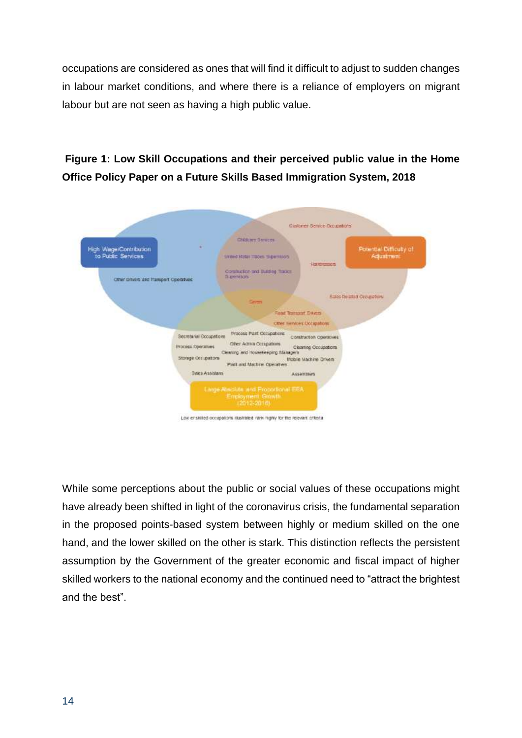occupations are considered as ones that will find it difficult to adjust to sudden changes in labour market conditions, and where there is a reliance of employers on migrant labour but are not seen as having a high public value.

**Figure 1: Low Skill Occupations and their perceived public value in the Home Office Policy Paper on a Future Skills Based Immigration System, 2018**

High Wage/Contribution to Public Services

Potential Difficulty of Adjustment

Large Absolute and Proportional EEA Employment Growth (2012-2016)

Customer Service Occupations

Childcare Services

Skilled Metal Trades Supervisors

Construction and Building Trades Supervisors

Hairdressers

Other Drivers and Transport Operatives

Sales Related Occupations

Carers

Road Transport Drivers

Other Services Occupations

Secretarial Occupations

Process Plant Occupations

Construction Operatives

Process Operatives

Other Admin Occupations

Cleaning Occupations

Cleaning and Housekeeping Managers

Storage Occupations

Mobile Machine Drivers

Plant and Machine Operatives

Sales Assistants

Assemblers

Lower skilled occupations illustrated rank highly for the relevant criteria

While some perceptions about the public or social values of these occupations might have already been shifted in light of the coronavirus crisis, the fundamental separation in the proposed points-based system between highly or medium skilled on the one hand, and the lower skilled on the other is stark. This distinction reflects the persistent assumption by the Government of the greater economic and fiscal impact of higher skilled workers to the national economy and the continued need to "attract the brightest and the best".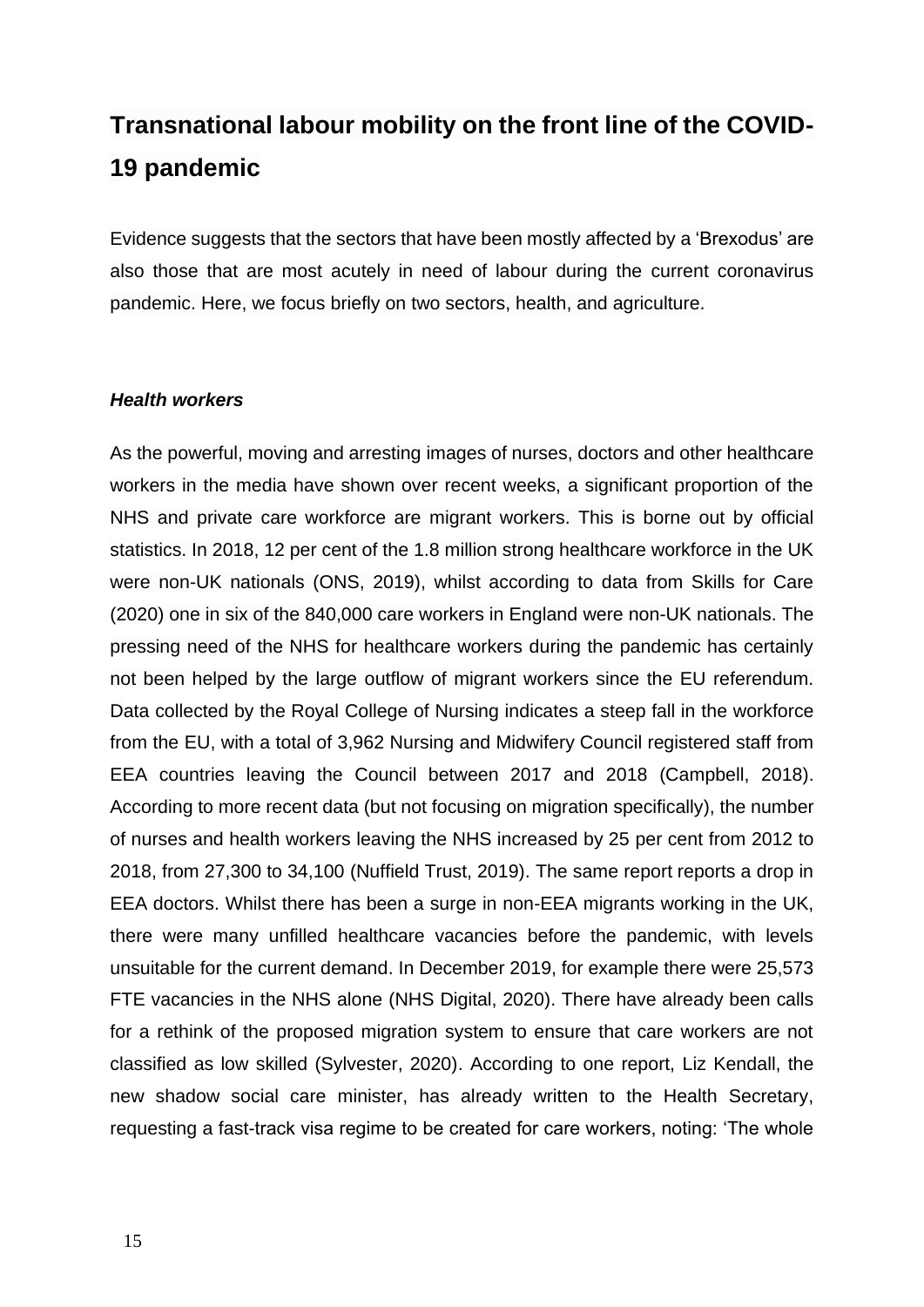## Transnational labour mobility on the front line of the COVID-19 pandemic

Evidence suggests that the sectors that have been mostly affected by a 'Brexodus' are also those that are most acutely in need of labour during the current coronavirus pandemic. Here, we focus briefly on two sectors, health, and agriculture.

### *Health workers*

As the powerful, moving and arresting images of nurses, doctors and other healthcare workers in the media have shown over recent weeks, a significant proportion of the NHS and private care workforce are migrant workers. This is borne out by official statistics. In 2018, 12 per cent of the 1.8 million strong healthcare workforce in the UK were non-UK nationals (ONS, 2019), whilst according to data from Skills for Care (2020) one in six of the 840,000 care workers in England were non-UK nationals. The pressing need of the NHS for healthcare workers during the pandemic has certainly not been helped by the large outflow of migrant workers since the EU referendum. Data collected by the Royal College of Nursing indicates a steep fall in the workforce from the EU, with a total of 3,962 Nursing and Midwifery Council registered staff from EEA countries leaving the Council between 2017 and 2018 (Campbell, 2018). According to more recent data (but not focusing on migration specifically), the number of nurses and health workers leaving the NHS increased by 25 per cent from 2012 to 2018, from 27,300 to 34,100 (Nuffield Trust, 2019). The same report reports a drop in EEA doctors. Whilst there has been a surge in non-EEA migrants working in the UK, there were many unfilled healthcare vacancies before the pandemic, with levels unsuitable for the current demand. In December 2019, for example there were 25,573 FTE vacancies in the NHS alone (NHS Digital, 2020). There have already been calls for a rethink of the proposed migration system to ensure that care workers are not classified as low skilled (Sylvester, 2020). According to one report, Liz Kendall, the new shadow social care minister, has already written to the Health Secretary, requesting a fast-track visa regime to be created for care workers, noting: 'The whole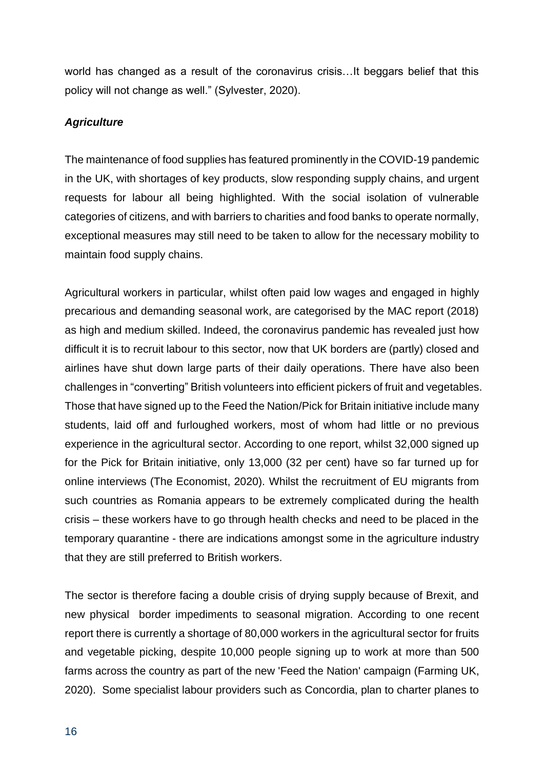world has changed as a result of the coronavirus crisis…It beggars belief that this policy will not change as well." (Sylvester, 2020).

***Agriculture***

The maintenance of food supplies has featured prominently in the COVID-19 pandemic in the UK, with shortages of key products, slow responding supply chains, and urgent requests for labour all being highlighted. With the social isolation of vulnerable categories of citizens, and with barriers to charities and food banks to operate normally, exceptional measures may still need to be taken to allow for the necessary mobility to maintain food supply chains.

Agricultural workers in particular, whilst often paid low wages and engaged in highly precarious and demanding seasonal work, are categorised by the MAC report (2018) as high and medium skilled. Indeed, the coronavirus pandemic has revealed just how difficult it is to recruit labour to this sector, now that UK borders are (partly) closed and airlines have shut down large parts of their daily operations. There have also been challenges in "converting" British volunteers into efficient pickers of fruit and vegetables. Those that have signed up to the Feed the Nation/Pick for Britain initiative include many students, laid off and furloughed workers, most of whom had little or no previous experience in the agricultural sector. According to one report, whilst 32,000 signed up for the Pick for Britain initiative, only 13,000 (32 per cent) have so far turned up for online interviews (The Economist, 2020). Whilst the recruitment of EU migrants from such countries as Romania appears to be extremely complicated during the health crisis – these workers have to go through health checks and need to be placed in the temporary quarantine - there are indications amongst some in the agriculture industry that they are still preferred to British workers.

The sector is therefore facing a double crisis of drying supply because of Brexit, and new physical border impediments to seasonal migration. According to one recent report there is currently a shortage of 80,000 workers in the agricultural sector for fruits and vegetable picking, despite 10,000 people signing up to work at more than 500 farms across the country as part of the new 'Feed the Nation' campaign (Farming UK, 2020). Some specialist labour providers such as Concordia, plan to charter planes to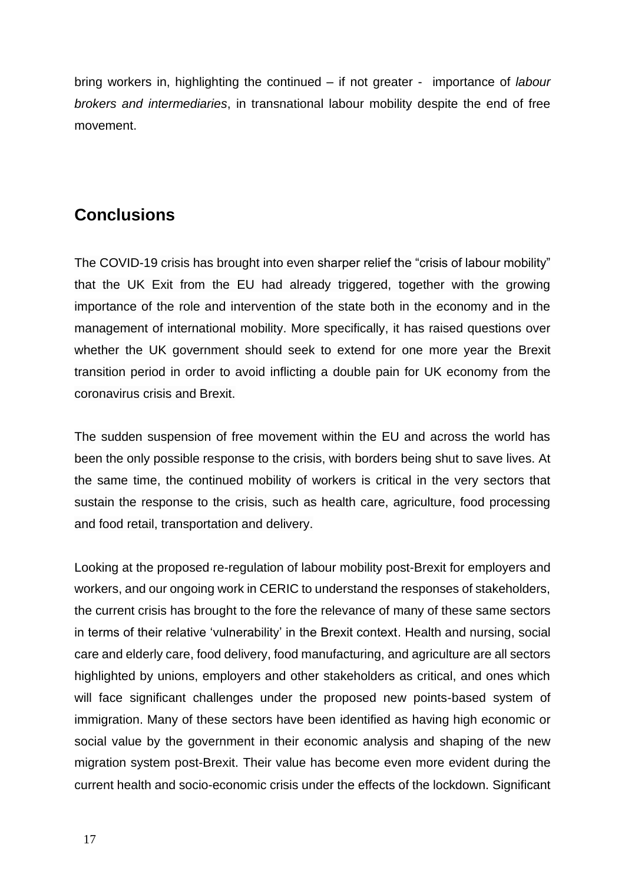bring workers in, highlighting the continued – if not greater - importance of *labour brokers and intermediaries*, in transnational labour mobility despite the end of free movement.

## Conclusions

The COVID-19 crisis has brought into even sharper relief the “crisis of labour mobility” that the UK Exit from the EU had already triggered, together with the growing importance of the role and intervention of the state both in the economy and in the management of international mobility. More specifically, it has raised questions over whether the UK government should seek to extend for one more year the Brexit transition period in order to avoid inflicting a double pain for UK economy from the coronavirus crisis and Brexit.

The sudden suspension of free movement within the EU and across the world has been the only possible response to the crisis, with borders being shut to save lives. At the same time, the continued mobility of workers is critical in the very sectors that sustain the response to the crisis, such as health care, agriculture, food processing and food retail, transportation and delivery.

Looking at the proposed re-regulation of labour mobility post-Brexit for employers and workers, and our ongoing work in CERIC to understand the responses of stakeholders, the current crisis has brought to the fore the relevance of many of these same sectors in terms of their relative ‘vulnerability’ in the Brexit context. Health and nursing, social care and elderly care, food delivery, food manufacturing, and agriculture are all sectors highlighted by unions, employers and other stakeholders as critical, and ones which will face significant challenges under the proposed new points-based system of immigration. Many of these sectors have been identified as having high economic or social value by the government in their economic analysis and shaping of the new migration system post-Brexit. Their value has become even more evident during the current health and socio-economic crisis under the effects of the lockdown. Significant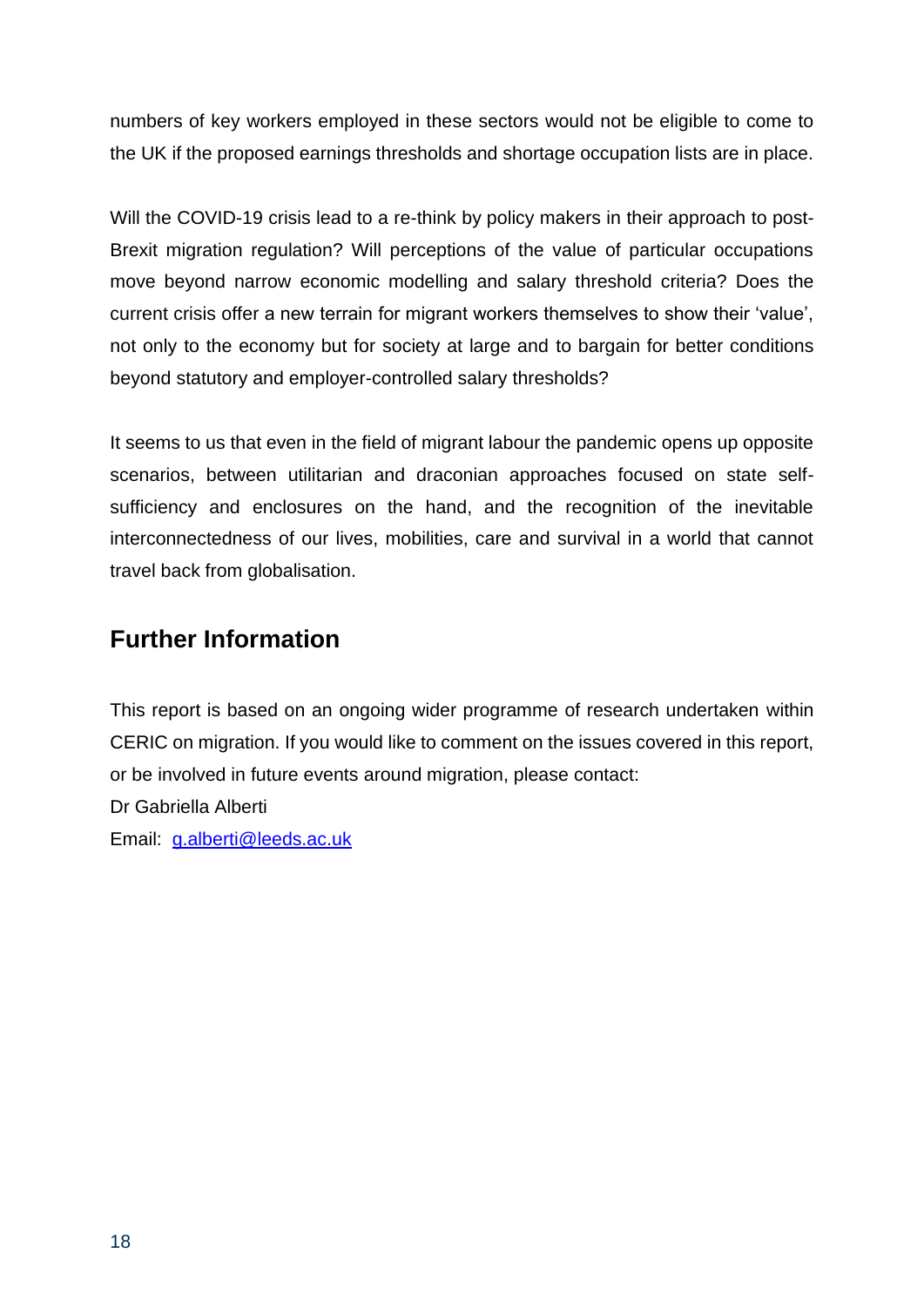numbers of key workers employed in these sectors would not be eligible to come to the UK if the proposed earnings thresholds and shortage occupation lists are in place.

Will the COVID-19 crisis lead to a re-think by policy makers in their approach to post-Brexit migration regulation? Will perceptions of the value of particular occupations move beyond narrow economic modelling and salary threshold criteria? Does the current crisis offer a new terrain for migrant workers themselves to show their 'value', not only to the economy but for society at large and to bargain for better conditions beyond statutory and employer-controlled salary thresholds?

It seems to us that even in the field of migrant labour the pandemic opens up opposite scenarios, between utilitarian and draconian approaches focused on state self-sufficiency and enclosures on the hand, and the recognition of the inevitable interconnectedness of our lives, mobilities, care and survival in a world that cannot travel back from globalisation.

## Further Information

This report is based on an ongoing wider programme of research undertaken within CERIC on migration. If you would like to comment on the issues covered in this report, or be involved in future events around migration, please contact:
Dr Gabriella Alberti
Email: g.alberti@leeds.ac.uk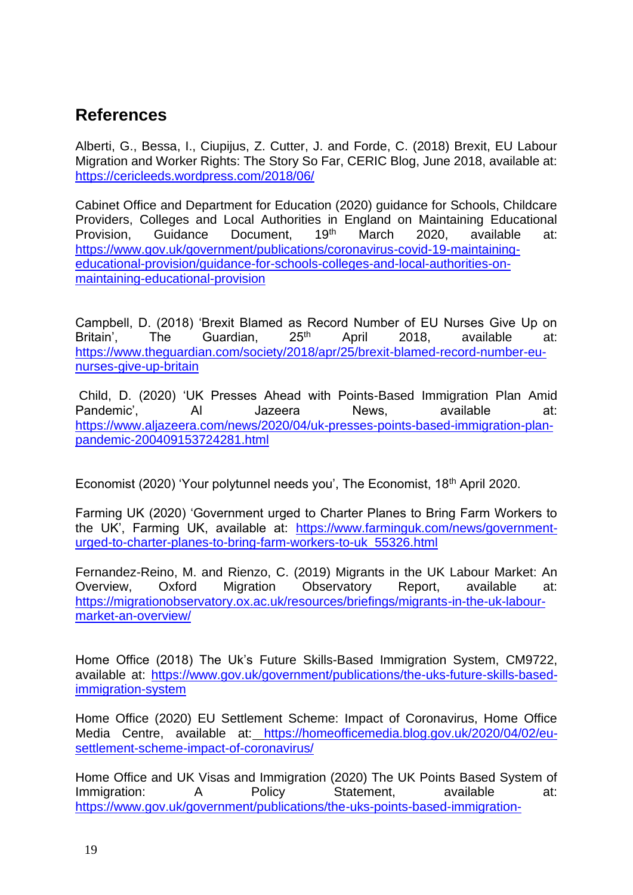## References

Alberti, G., Bessa, I., Ciupijus, Z. Cutter, J. and Forde, C. (2018) Brexit, EU Labour Migration and Worker Rights: The Story So Far, CERIC Blog, June 2018, available at: https://cericleeds.wordpress.com/2018/06/

Cabinet Office and Department for Education (2020) guidance for Schools, Childcare Providers, Colleges and Local Authorities in England on Maintaining Educational Provision, Guidance Document, 19th March 2020, available at: https://www.gov.uk/government/publications/coronavirus-covid-19-maintaining-educational-provision/guidance-for-schools-colleges-and-local-authorities-on-maintaining-educational-provision

Campbell, D. (2018) 'Brexit Blamed as Record Number of EU Nurses Give Up on Britain', The Guardian, 25th April 2018, available at: https://www.theguardian.com/society/2018/apr/25/brexit-blamed-record-number-eu-nurses-give-up-britain

Child, D. (2020) 'UK Presses Ahead with Points-Based Immigration Plan Amid Pandemic', Al Jazeera News, available at: https://www.aljazeera.com/news/2020/04/uk-presses-points-based-immigration-plan-pandemic-200409153724281.html

Economist (2020) 'Your polytunnel needs you', The Economist, 18th April 2020.

Farming UK (2020) 'Government urged to Charter Planes to Bring Farm Workers to the UK', Farming UK, available at: https://www.farminguk.com/news/government-urged-to-charter-planes-to-bring-farm-workers-to-uk_55326.html

Fernandez-Reino, M. and Rienzo, C. (2019) Migrants in the UK Labour Market: An Overview, Oxford Migration Observatory Report, available at: https://migrationobservatory.ox.ac.uk/resources/briefings/migrants-in-the-uk-labour-market-an-overview/

Home Office (2018) The Uk's Future Skills-Based Immigration System, CM9722, available at: https://www.gov.uk/government/publications/the-uks-future-skills-based-immigration-system

Home Office (2020) EU Settlement Scheme: Impact of Coronavirus, Home Office Media Centre, available at: https://homeofficemedia.blog.gov.uk/2020/04/02/eu-settlement-scheme-impact-of-coronavirus/

Home Office and UK Visas and Immigration (2020) The UK Points Based System of Immigration: A Policy Statement, available at: https://www.gov.uk/government/publications/the-uks-points-based-immigration-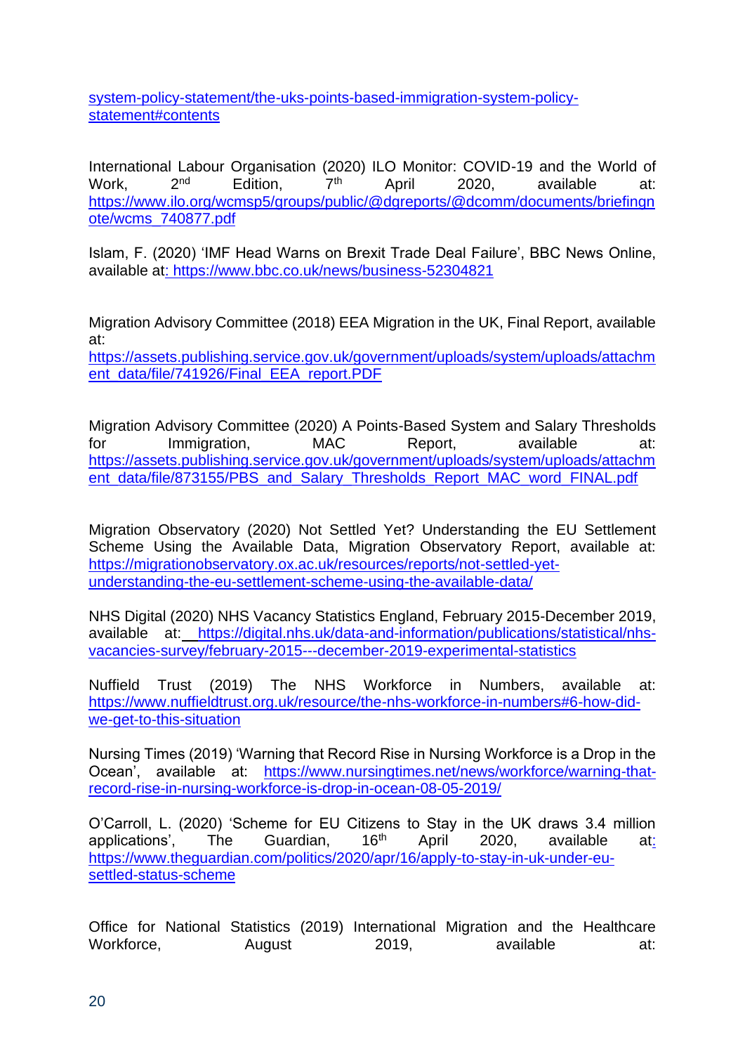system-policy-statement/the-uks-points-based-immigration-system-policy-statement#contents

International Labour Organisation (2020) ILO Monitor: COVID-19 and the World of Work, 2nd Edition, 7th April 2020, available at: https://www.ilo.org/wcmsp5/groups/public/@dgreports/@dcomm/documents/briefingnote/wcms_740877.pdf

Islam, F. (2020) 'IMF Head Warns on Brexit Trade Deal Failure', BBC News Online, available at: https://www.bbc.co.uk/news/business-52304821

Migration Advisory Committee (2018) EEA Migration in the UK, Final Report, available at: https://assets.publishing.service.gov.uk/government/uploads/system/uploads/attachment_data/file/741926/Final_EEA_report.PDF

Migration Advisory Committee (2020) A Points-Based System and Salary Thresholds for Immigration, MAC Report, available at: https://assets.publishing.service.gov.uk/government/uploads/system/uploads/attachment_data/file/873155/PBS_and_Salary_Thresholds_Report_MAC_word_FINAL.pdf

Migration Observatory (2020) Not Settled Yet? Understanding the EU Settlement Scheme Using the Available Data, Migration Observatory Report, available at: https://migrationobservatory.ox.ac.uk/resources/reports/not-settled-yet-understanding-the-eu-settlement-scheme-using-the-available-data/

NHS Digital (2020) NHS Vacancy Statistics England, February 2015-December 2019, available at: https://digital.nhs.uk/data-and-information/publications/statistical/nhs-vacancies-survey/february-2015---december-2019-experimental-statistics

Nuffield Trust (2019) The NHS Workforce in Numbers, available at: https://www.nuffieldtrust.org.uk/resource/the-nhs-workforce-in-numbers#6-how-did-we-get-to-this-situation

Nursing Times (2019) 'Warning that Record Rise in Nursing Workforce is a Drop in the Ocean', available at: https://www.nursingtimes.net/news/workforce/warning-that-record-rise-in-nursing-workforce-is-drop-in-ocean-08-05-2019/

O'Carroll, L. (2020) 'Scheme for EU Citizens to Stay in the UK draws 3.4 million applications', The Guardian, 16th April 2020, available at: https://www.theguardian.com/politics/2020/apr/16/apply-to-stay-in-uk-under-eu-settled-status-scheme

Office for National Statistics (2019) International Migration and the Healthcare Workforce, August 2019, available at: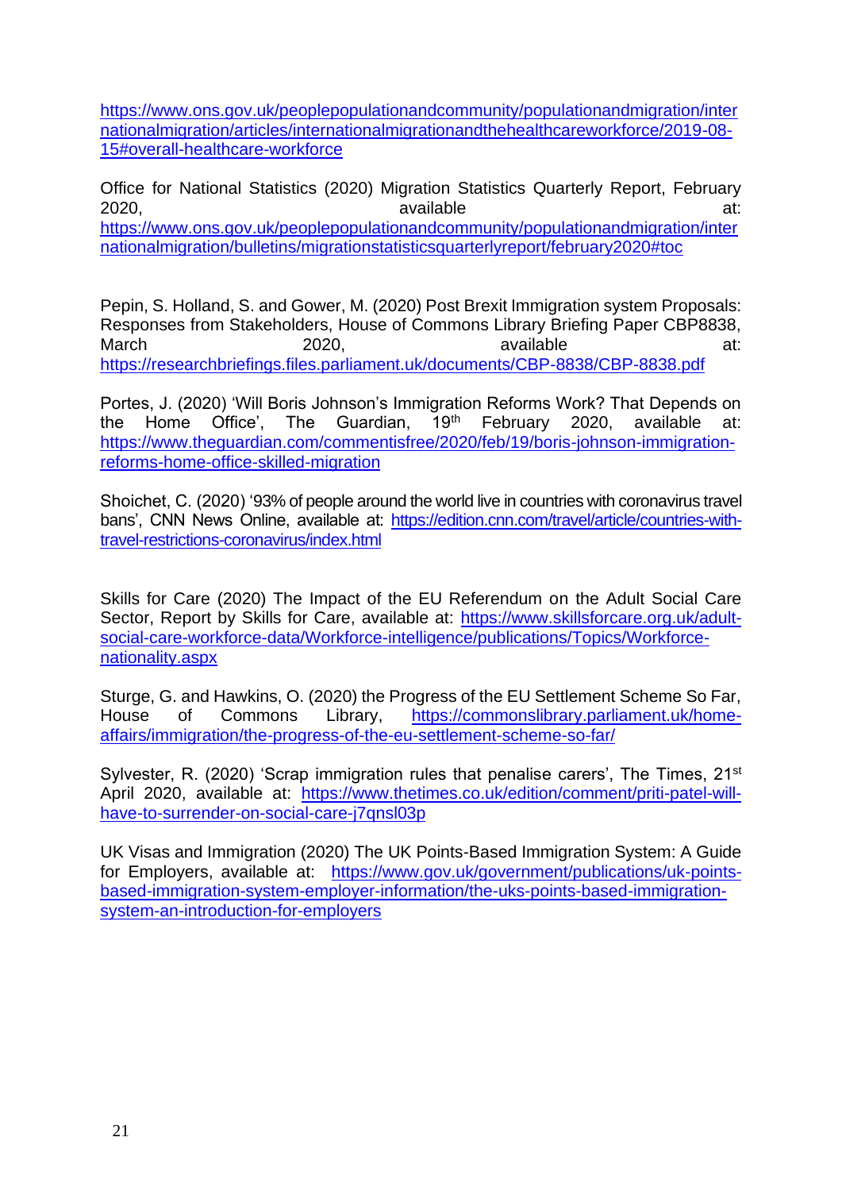https://www.ons.gov.uk/peoplepopulationandcommunity/populationandmigration/internationalmigration/articles/internationalmigrationandthehealthcareworkforce/2019-08-15#overall-healthcare-workforce

Office for National Statistics (2020) Migration Statistics Quarterly Report, February 2020, available at: https://www.ons.gov.uk/peoplepopulationandcommunity/populationandmigration/internationalmigration/bulletins/migrationstatisticsquarterlyreport/february2020#toc

Pepin, S. Holland, S. and Gower, M. (2020) Post Brexit Immigration system Proposals: Responses from Stakeholders, House of Commons Library Briefing Paper CBP8838, March 2020, available at: https://researchbriefings.files.parliament.uk/documents/CBP-8838/CBP-8838.pdf

Portes, J. (2020) 'Will Boris Johnson's Immigration Reforms Work? That Depends on the Home Office', The Guardian, 19th February 2020, available at: https://www.theguardian.com/commentisfree/2020/feb/19/boris-johnson-immigration-reforms-home-office-skilled-migration

Shoichet, C. (2020) '93% of people around the world live in countries with coronavirus travel bans', CNN News Online, available at: https://edition.cnn.com/travel/article/countries-with-travel-restrictions-coronavirus/index.html

Skills for Care (2020) The Impact of the EU Referendum on the Adult Social Care Sector, Report by Skills for Care, available at: https://www.skillsforcare.org.uk/adult-social-care-workforce-data/Workforce-intelligence/publications/Topics/Workforce-nationality.aspx

Sturge, G. and Hawkins, O. (2020) the Progress of the EU Settlement Scheme So Far, House of Commons Library, https://commonslibrary.parliament.uk/home-affairs/immigration/the-progress-of-the-eu-settlement-scheme-so-far/

Sylvester, R. (2020) 'Scrap immigration rules that penalise carers', The Times, 21st April 2020, available at: https://www.thetimes.co.uk/edition/comment/priti-patel-will-have-to-surrender-on-social-care-j7qnsl03p

UK Visas and Immigration (2020) The UK Points-Based Immigration System: A Guide for Employers, available at: https://www.gov.uk/government/publications/uk-points-based-immigration-system-employer-information/the-uks-points-based-immigration-system-an-introduction-for-employers